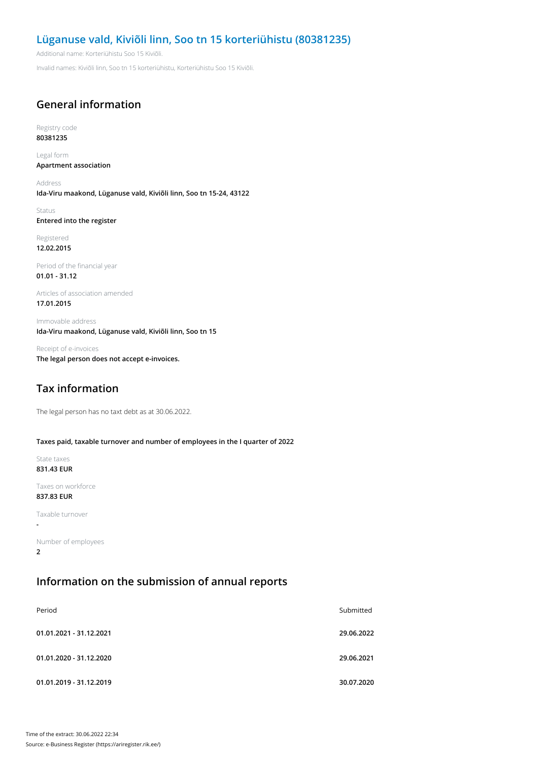# Lüganuse vald, Kiviõli linn, Soo tn 15 korteriühistu (80381235)

Additional name: Korteriühistu Soo 15 Kiviõli.

Invalid names: Kiviõli linn, Soo tn 15 korteriühistu, Korteriühistu Soo 15 Kiviõli.

## General information

Registry code
**80381235**

Legal form
**Apartment association**

Address
**Ida-Viru maakond, Lüganuse vald, Kiviõli linn, Soo tn 15-24, 43122**

Status
**Entered into the register**

Registered
**12.02.2015**

Period of the financial year
**01.01 - 31.12**

Articles of association amended
**17.01.2015**

Immovable address
**Ida-Viru maakond, Lüganuse vald, Kiviõli linn, Soo tn 15**

Receipt of e-invoices
**The legal person does not accept e-invoices.**

## Tax information

The legal person has no taxt debt as at 30.06.2022.

**Taxes paid, taxable turnover and number of employees in the I quarter of 2022**

State taxes
**831.43 EUR**

Taxes on workforce
**837.83 EUR**

Taxable turnover
**-**

Number of employees
**2**

## Information on the submission of annual reports

| Period | Submitted |
|---|---|
| **01.01.2021 - 31.12.2021** | **29.06.2022** |
| **01.01.2020 - 31.12.2020** | **29.06.2021** |
| **01.01.2019 - 31.12.2019** | **30.07.2020** |

Time of the extract: 30.06.2022 22:34

Source: e-Business Register (https://ariregister.rik.ee/)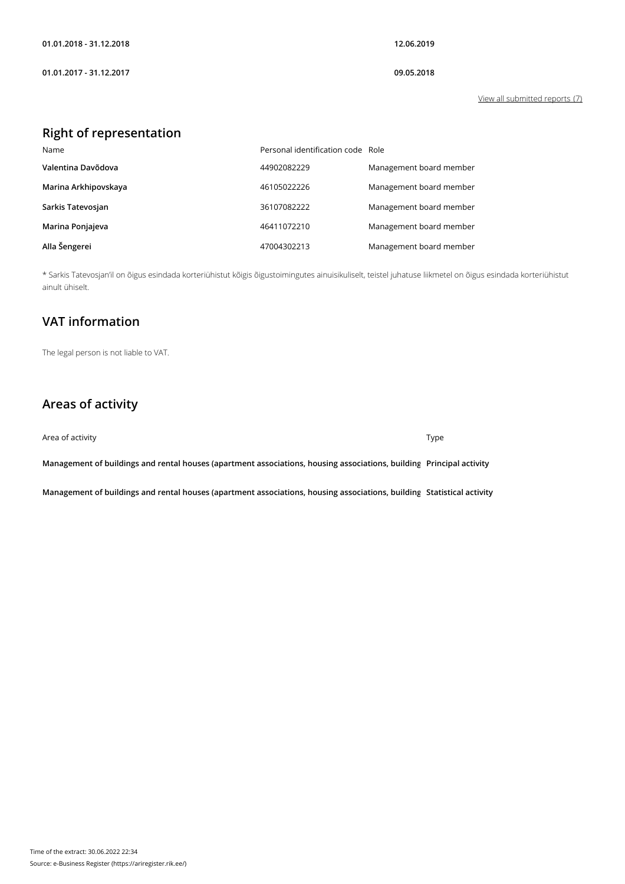| | |
|---|---|
| **01.01.2018 - 31.12.2018** | **12.06.2019** |
| **01.01.2017 - 31.12.2017** | **09.05.2018** |

View all submitted reports (7)

## Right of representation

| Name | Personal identification code | Role |
|---|---|---|
| **Valentina Davõdova** | 44902082229 | Management board member |
| **Marina Arkhipovskaya** | 46105022226 | Management board member |
| **Sarkis Tatevosjan** | 36107082222 | Management board member |
| **Marina Ponjajeva** | 46411072210 | Management board member |
| **Alla Šengerei** | 47004302213 | Management board member |

* Sarkis Tatevosjan'il on õigus esindada korteriühistut kõigis õigustoimingutes ainuisikuliselt, teistel juhatuse liikmetel on õigus esindada korteriühistut ainult ühiselt.

## VAT information

The legal person is not liable to VAT.

## Areas of activity

| Area of activity | Type |
|---|---|
| **Management of buildings and rental houses (apartment associations, housing associations, building** | **Principal activity** |
| **Management of buildings and rental houses (apartment associations, housing associations, building** | **Statistical activity** |

Time of the extract: 30.06.2022 22:34

Source: e-Business Register (https://ariregister.rik.ee/)